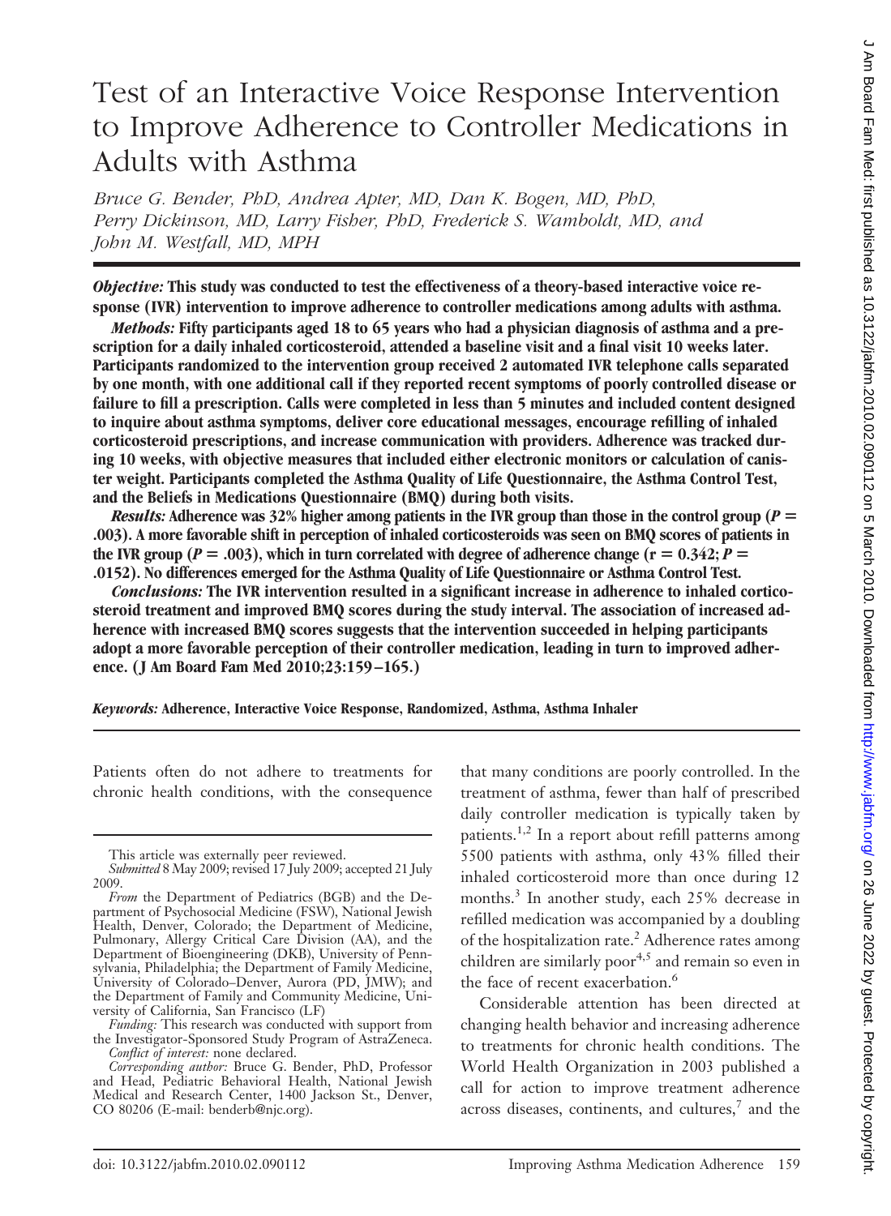# Test of an Interactive Voice Response Intervention to Improve Adherence to Controller Medications in Adults with Asthma

*Bruce G. Bender, PhD, Andrea Apter, MD, Dan K. Bogen, MD, PhD, Perry Dickinson, MD, Larry Fisher, PhD, Frederick S. Wamboldt, MD, and John M. Westfall, MD, MPH*

***Objective:*** **This study was conducted to test the effectiveness of a theory-based interactive voice response (IVR) intervention to improve adherence to controller medications among adults with asthma.**

***Methods:*** **Fifty participants aged 18 to 65 years who had a physician diagnosis of asthma and a prescription for a daily inhaled corticosteroid, attended a baseline visit and a final visit 10 weeks later. Participants randomized to the intervention group received 2 automated IVR telephone calls separated by one month, with one additional call if they reported recent symptoms of poorly controlled disease or failure to fill a prescription. Calls were completed in less than 5 minutes and included content designed to inquire about asthma symptoms, deliver core educational messages, encourage refilling of inhaled corticosteroid prescriptions, and increase communication with providers. Adherence was tracked during 10 weeks, with objective measures that included either electronic monitors or calculation of canister weight. Participants completed the Asthma Quality of Life Questionnaire, the Asthma Control Test, and the Beliefs in Medications Questionnaire (BMQ) during both visits.**

***Results:*** **Adherence was 32% higher among patients in the IVR group than those in the control group ($P = .003$). A more favorable shift in perception of inhaled corticosteroids was seen on BMQ scores of patients in the IVR group ($P = .003$), which in turn correlated with degree of adherence change ($r = 0.342$; $P = .0152$). No differences emerged for the Asthma Quality of Life Questionnaire or Asthma Control Test.**

***Conclusions:*** **The IVR intervention resulted in a significant increase in adherence to inhaled corticosteroid treatment and improved BMQ scores during the study interval. The association of increased adherence with increased BMQ scores suggests that the intervention succeeded in helping participants adopt a more favorable perception of their controller medication, leading in turn to improved adherence. (J Am Board Fam Med 2010;23:159–165.)**

***Keywords:*** **Adherence, Interactive Voice Response, Randomized, Asthma, Asthma Inhaler**

Patients often do not adhere to treatments for chronic health conditions, with the consequence that many conditions are poorly controlled. In the treatment of asthma, fewer than half of prescribed daily controller medication is typically taken by patients.[1,2] In a report about refill patterns among 5500 patients with asthma, only 43% filled their inhaled corticosteroid more than once during 12 months.[3] In another study, each 25% decrease in refilled medication was accompanied by a doubling of the hospitalization rate.[2] Adherence rates among children are similarly poor[4,5] and remain so even in the face of recent exacerbation.[6]

Considerable attention has been directed at changing health behavior and increasing adherence to treatments for chronic health conditions. The World Health Organization in 2003 published a call for action to improve treatment adherence across diseases, continents, and cultures,[7] and the

This article was externally peer reviewed.

*Submitted* 8 May 2009; revised 17 July 2009; accepted 21 July 2009.

*From* the Department of Pediatrics (BGB) and the Department of Psychosocial Medicine (FSW), National Jewish Health, Denver, Colorado; the Department of Medicine, Pulmonary, Allergy Critical Care Division (AA), and the Department of Bioengineering (DKB), University of Pennsylvania, Philadelphia; the Department of Family Medicine, University of Colorado–Denver, Aurora (PD, JMW); and the Department of Family and Community Medicine, University of California, San Francisco (LF)

*Funding:* This research was conducted with support from the Investigator-Sponsored Study Program of AstraZeneca.

*Conflict of interest:* none declared.

*Corresponding author:* Bruce G. Bender, PhD, Professor and Head, Pediatric Behavioral Health, National Jewish Medical and Research Center, 1400 Jackson St., Denver, CO 80206 (E-mail: benderb@njc.org).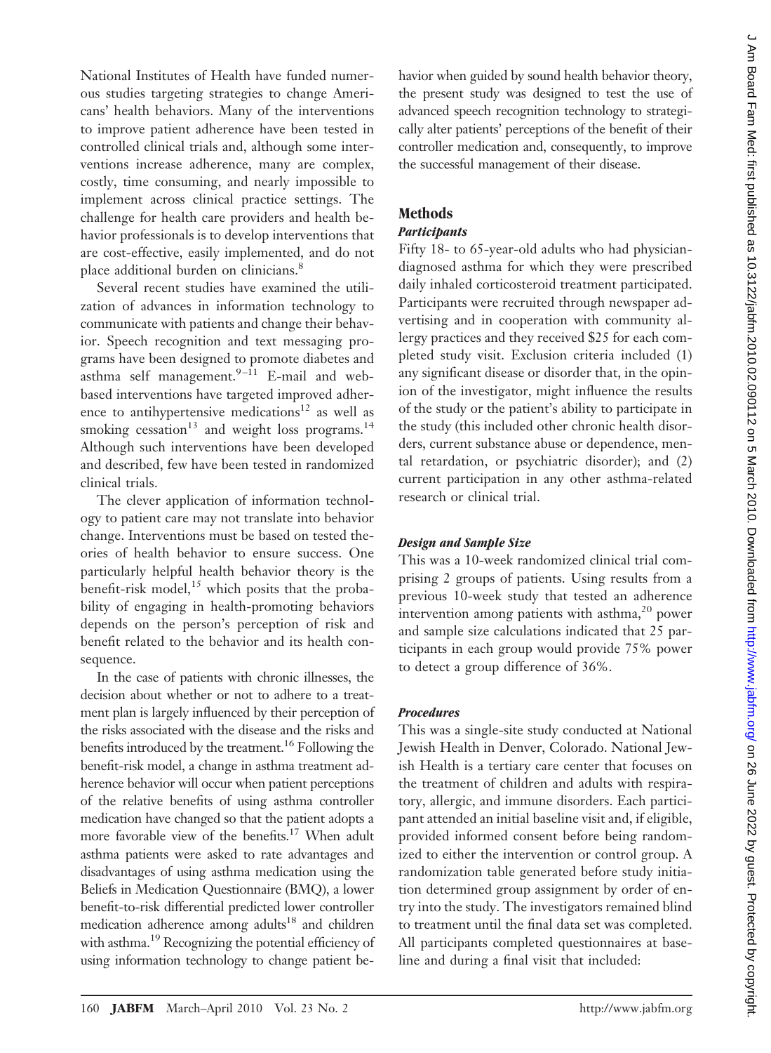National Institutes of Health have funded numerous studies targeting strategies to change Americans' health behaviors. Many of the interventions to improve patient adherence have been tested in controlled clinical trials and, although some interventions increase adherence, many are complex, costly, time consuming, and nearly impossible to implement across clinical practice settings. The challenge for health care providers and health behavior professionals is to develop interventions that are cost-effective, easily implemented, and do not place additional burden on clinicians.[8]

Several recent studies have examined the utilization of advances in information technology to communicate with patients and change their behavior. Speech recognition and text messaging programs have been designed to promote diabetes and asthma self management.[9–11] E-mail and web-based interventions have targeted improved adherence to antihypertensive medications[12] as well as smoking cessation[13] and weight loss programs.[14] Although such interventions have been developed and described, few have been tested in randomized clinical trials.

The clever application of information technology to patient care may not translate into behavior change. Interventions must be based on tested theories of health behavior to ensure success. One particularly helpful health behavior theory is the benefit-risk model,[15] which posits that the probability of engaging in health-promoting behaviors depends on the person's perception of risk and benefit related to the behavior and its health consequence.

In the case of patients with chronic illnesses, the decision about whether or not to adhere to a treatment plan is largely influenced by their perception of the risks associated with the disease and the risks and benefits introduced by the treatment.[16] Following the benefit-risk model, a change in asthma treatment adherence behavior will occur when patient perceptions of the relative benefits of using asthma controller medication have changed so that the patient adopts a more favorable view of the benefits.[17] When adult asthma patients were asked to rate advantages and disadvantages of using asthma medication using the Beliefs in Medication Questionnaire (BMQ), a lower benefit-to-risk differential predicted lower controller medication adherence among adults[18] and children with asthma.[19] Recognizing the potential efficiency of using information technology to change patient behavior when guided by sound health behavior theory, the present study was designed to test the use of advanced speech recognition technology to strategically alter patients' perceptions of the benefit of their controller medication and, consequently, to improve the successful management of their disease.

## Methods

### *Participants*

Fifty 18- to 65-year-old adults who had physician-diagnosed asthma for which they were prescribed daily inhaled corticosteroid treatment participated. Participants were recruited through newspaper advertising and in cooperation with community allergy practices and they received $25 for each completed study visit. Exclusion criteria included (1) any significant disease or disorder that, in the opinion of the investigator, might influence the results of the study or the patient's ability to participate in the study (this included other chronic health disorders, current substance abuse or dependence, mental retardation, or psychiatric disorder); and (2) current participation in any other asthma-related research or clinical trial.

### *Design and Sample Size*

This was a 10-week randomized clinical trial comprising 2 groups of patients. Using results from a previous 10-week study that tested an adherence intervention among patients with asthma,[20] power and sample size calculations indicated that 25 participants in each group would provide 75% power to detect a group difference of 36%.

### *Procedures*

This was a single-site study conducted at National Jewish Health in Denver, Colorado. National Jewish Health is a tertiary care center that focuses on the treatment of children and adults with respiratory, allergic, and immune disorders. Each participant attended an initial baseline visit and, if eligible, provided informed consent before being randomized to either the intervention or control group. A randomization table generated before study initiation determined group assignment by order of entry into the study. The investigators remained blind to treatment until the final data set was completed. All participants completed questionnaires at baseline and during a final visit that included: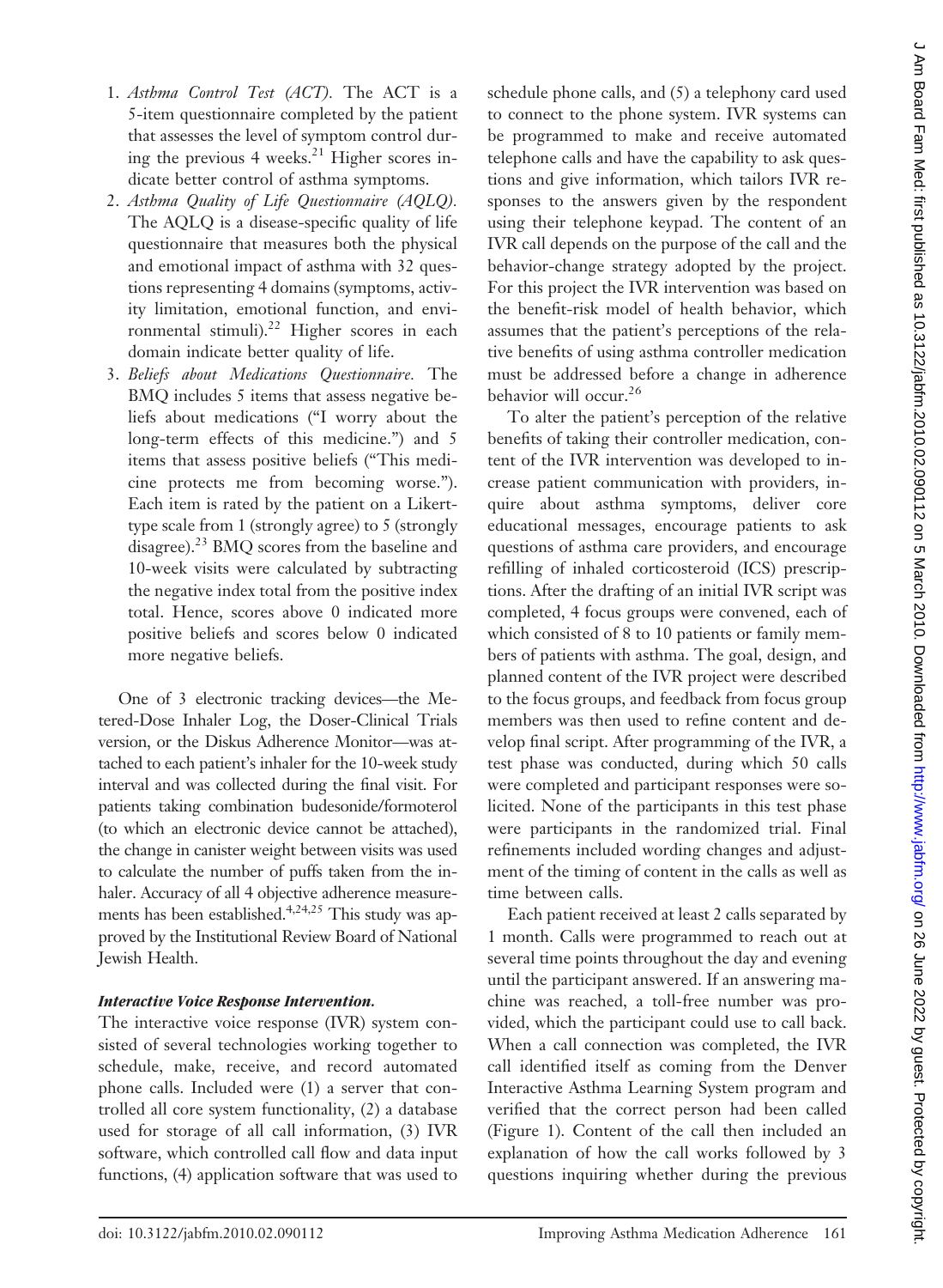1. *Asthma Control Test (ACT).* The ACT is a 5-item questionnaire completed by the patient that assesses the level of symptom control during the previous 4 weeks.[21] Higher scores indicate better control of asthma symptoms.
2. *Asthma Quality of Life Questionnaire (AQLQ).* The AQLQ is a disease-specific quality of life questionnaire that measures both the physical and emotional impact of asthma with 32 questions representing 4 domains (symptoms, activity limitation, emotional function, and environmental stimuli).[22] Higher scores in each domain indicate better quality of life.
3. *Beliefs about Medications Questionnaire.* The BMQ includes 5 items that assess negative beliefs about medications ("I worry about the long-term effects of this medicine.") and 5 items that assess positive beliefs ("This medicine protects me from becoming worse."). Each item is rated by the patient on a Likert-type scale from 1 (strongly agree) to 5 (strongly disagree).[23] BMQ scores from the baseline and 10-week visits were calculated by subtracting the negative index total from the positive index total. Hence, scores above 0 indicated more positive beliefs and scores below 0 indicated more negative beliefs.

One of 3 electronic tracking devices—the Metered-Dose Inhaler Log, the Doser-Clinical Trials version, or the Diskus Adherence Monitor—was attached to each patient's inhaler for the 10-week study interval and was collected during the final visit. For patients taking combination budesonide/formoterol (to which an electronic device cannot be attached), the change in canister weight between visits was used to calculate the number of puffs taken from the inhaler. Accuracy of all 4 objective adherence measurements has been established.[4,24,25] This study was approved by the Institutional Review Board of National Jewish Health.

### *Interactive Voice Response Intervention.*

The interactive voice response (IVR) system consisted of several technologies working together to schedule, make, receive, and record automated phone calls. Included were (1) a server that controlled all core system functionality, (2) a database used for storage of all call information, (3) IVR software, which controlled call flow and data input functions, (4) application software that was used to schedule phone calls, and (5) a telephony card used to connect to the phone system. IVR systems can be programmed to make and receive automated telephone calls and have the capability to ask questions and give information, which tailors IVR responses to the answers given by the respondent using their telephone keypad. The content of an IVR call depends on the purpose of the call and the behavior-change strategy adopted by the project. For this project the IVR intervention was based on the benefit-risk model of health behavior, which assumes that the patient's perceptions of the relative benefits of using asthma controller medication must be addressed before a change in adherence behavior will occur.[26]

To alter the patient's perception of the relative benefits of taking their controller medication, content of the IVR intervention was developed to increase patient communication with providers, inquire about asthma symptoms, deliver core educational messages, encourage patients to ask questions of asthma care providers, and encourage refilling of inhaled corticosteroid (ICS) prescriptions. After the drafting of an initial IVR script was completed, 4 focus groups were convened, each of which consisted of 8 to 10 patients or family members of patients with asthma. The goal, design, and planned content of the IVR project were described to the focus groups, and feedback from focus group members was then used to refine content and develop final script. After programming of the IVR, a test phase was conducted, during which 50 calls were completed and participant responses were solicited. None of the participants in this test phase were participants in the randomized trial. Final refinements included wording changes and adjustment of the timing of content in the calls as well as time between calls.

Each patient received at least 2 calls separated by 1 month. Calls were programmed to reach out at several time points throughout the day and evening until the participant answered. If an answering machine was reached, a toll-free number was provided, which the participant could use to call back. When a call connection was completed, the IVR call identified itself as coming from the Denver Interactive Asthma Learning System program and verified that the correct person had been called (Figure 1). Content of the call then included an explanation of how the call works followed by 3 questions inquiring whether during the previous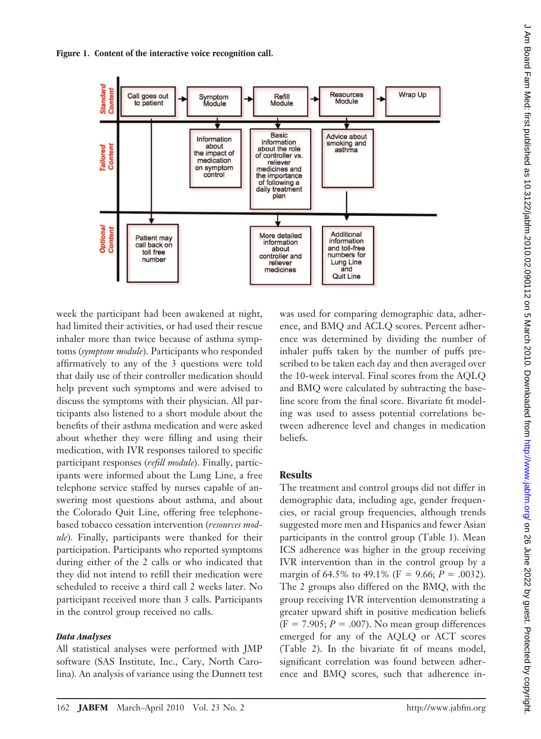**Figure 1. Content of the interactive voice recognition call.**

| | | | | | |
|---|---|---|---|---|---|
| **Standard Content** | Call goes out to patient | Symptom Module | Refill Module | Resources Module | Wrap Up |
| **Tailored Content** | | Information about the impact of medication on symptom control | Basic information about the role of controller vs. reliever medicines and the importance of following a daily treatment plan | Advice about smoking and asthma | |
| **Optional Content** | Patient may call back on toll free number | | More detailed information about controller and reliever medicines | Additional information and toll-free numbers for Lung Line and Quit Line | |

week the participant had been awakened at night, had limited their activities, or had used their rescue inhaler more than twice because of asthma symptoms (*symptom module*). Participants who responded affirmatively to any of the 3 questions were told that daily use of their controller medication should help prevent such symptoms and were advised to discuss the symptoms with their physician. All participants also listened to a short module about the benefits of their asthma medication and were asked about whether they were filling and using their medication, with IVR responses tailored to specific participant responses (*refill module*). Finally, participants were informed about the Lung Line, a free telephone service staffed by nurses capable of answering most questions about asthma, and about the Colorado Quit Line, offering free telephone-based tobacco cessation intervention (*resources module*). Finally, participants were thanked for their participation. Participants who reported symptoms during either of the 2 calls or who indicated that they did not intend to refill their medication were scheduled to receive a third call 2 weeks later. No participant received more than 3 calls. Participants in the control group received no calls.

### *Data Analyses*

All statistical analyses were performed with JMP software (SAS Institute, Inc., Cary, North Carolina). An analysis of variance using the Dunnett test was used for comparing demographic data, adherence, and BMQ and ACLQ scores. Percent adherence was determined by dividing the number of inhaler puffs taken by the number of puffs prescribed to be taken each day and then averaged over the 10-week interval. Final scores from the AQLQ and BMQ were calculated by subtracting the baseline score from the final score. Bivariate fit modeling was used to assess potential correlations between adherence level and changes in medication beliefs.

## Results

The treatment and control groups did not differ in demographic data, including age, gender frequencies, or racial group frequencies, although trends suggested more men and Hispanics and fewer Asian participants in the control group (Table 1). Mean ICS adherence was higher in the group receiving IVR intervention than in the control group by a margin of 64.5% to 49.1% ($F = 9.66$; $P = .0032$). The 2 groups also differed on the BMQ, with the group receiving IVR intervention demonstrating a greater upward shift in positive medication beliefs ($F = 7.905$; $P = .007$). No mean group differences emerged for any of the AQLQ or ACT scores (Table 2). In the bivariate fit of means model, significant correlation was found between adherence and BMQ scores, such that adherence in-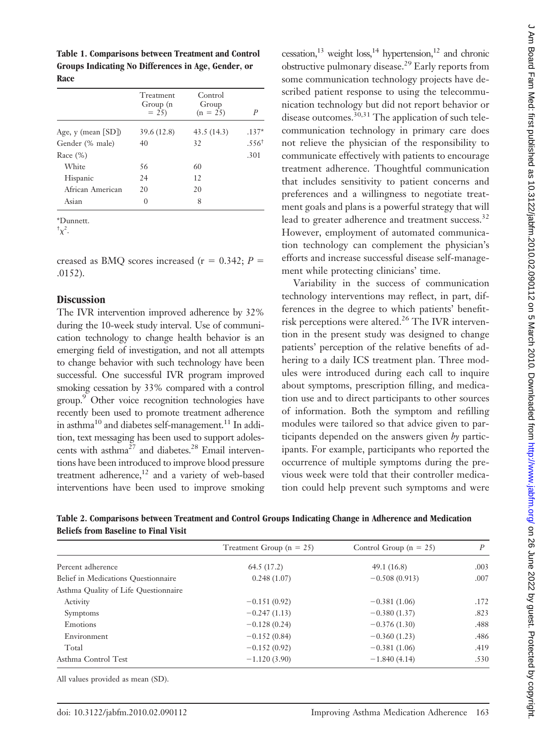**Table 1. Comparisons between Treatment and Control Groups Indicating No Differences in Age, Gender, or Race**

| | Treatment Group (n = 25) | Control Group (n = 25) | P |
|---|---|---|---|
| Age, y (mean [SD]) | 39.6 (12.8) | 43.5 (14.3) | .137* |
| Gender (% male) | 40 | 32 | .556† |
| Race (%) | | | .301 |
| White | 56 | 60 | |
| Hispanic | 24 | 12 | |
| African American | 20 | 20 | |
| Asian | 0 | 8 | |

*Dunnett.
†$\chi^2$.

creased as BMQ scores increased (r = 0.342; *P* = .0152).

## Discussion

The IVR intervention improved adherence by 32% during the 10-week study interval. Use of communication technology to change health behavior is an emerging field of investigation, and not all attempts to change behavior with such technology have been successful. One successful IVR program improved smoking cessation by 33% compared with a control group.[9] Other voice recognition technologies have recently been used to promote treatment adherence in asthma[10] and diabetes self-management.[11] In addition, text messaging has been used to support adolescents with asthma[27] and diabetes.[28] Email interventions have been introduced to improve blood pressure treatment adherence,[12] and a variety of web-based interventions have been used to improve smoking cessation,[13] weight loss,[14] hypertension,[12] and chronic obstructive pulmonary disease.[29] Early reports from some communication technology projects have described patient response to using the telecommunication technology but did not report behavior or disease outcomes.[30,31] The application of such telecommunication technology in primary care does not relieve the physician of the responsibility to communicate effectively with patients to encourage treatment adherence. Thoughtful communication that includes sensitivity to patient concerns and preferences and a willingness to negotiate treatment goals and plans is a powerful strategy that will lead to greater adherence and treatment success.[32] However, employment of automated communication technology can complement the physician's efforts and increase successful disease self-management while protecting clinicians' time.

Variability in the success of communication technology interventions may reflect, in part, differences in the degree to which patients' benefit-risk perceptions were altered.[26] The IVR intervention in the present study was designed to change patients' perception of the relative benefits of adhering to a daily ICS treatment plan. Three modules were introduced during each call to inquire about symptoms, prescription filling, and medication use and to direct participants to other sources of information. Both the symptom and refilling modules were tailored so that advice given to participants depended on the answers given *by* participants. For example, participants who reported the occurrence of multiple symptoms during the previous week were told that their controller medication could help prevent such symptoms and were

**Table 2. Comparisons between Treatment and Control Groups Indicating Change in Adherence and Medication Beliefs from Baseline to Final Visit**

| | Treatment Group (n = 25) | Control Group (n = 25) | P |
|---|---|---|---|
| Percent adherence | 64.5 (17.2) | 49.1 (16.8) | .003 |
| Belief in Medications Questionnaire | 0.248 (1.07) | −0.508 (0.913) | .007 |
| Asthma Quality of Life Questionnaire | | | |
| Activity | −0.151 (0.92) | −0.381 (1.06) | .172 |
| Symptoms | −0.247 (1.13) | −0.380 (1.37) | .823 |
| Emotions | −0.128 (0.24) | −0.376 (1.30) | .488 |
| Environment | −0.152 (0.84) | −0.360 (1.23) | .486 |
| Total | −0.152 (0.92) | −0.381 (1.06) | .419 |
| Asthma Control Test | −1.120 (3.90) | −1.840 (4.14) | .530 |

All values provided as mean (SD).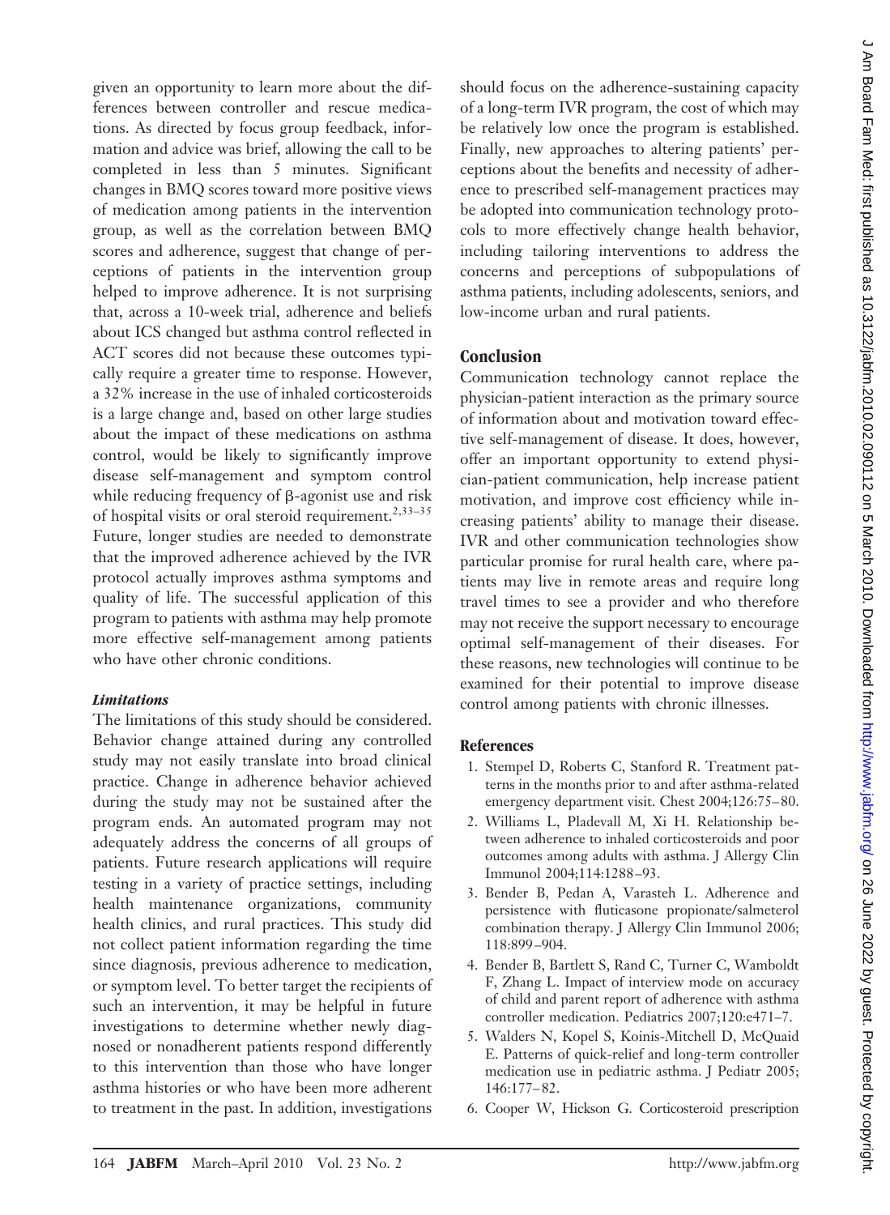given an opportunity to learn more about the differences between controller and rescue medications. As directed by focus group feedback, information and advice was brief, allowing the call to be completed in less than 5 minutes. Significant changes in BMQ scores toward more positive views of medication among patients in the intervention group, as well as the correlation between BMQ scores and adherence, suggest that change of perceptions of patients in the intervention group helped to improve adherence. It is not surprising that, across a 10-week trial, adherence and beliefs about ICS changed but asthma control reflected in ACT scores did not because these outcomes typically require a greater time to response. However, a 32% increase in the use of inhaled corticosteroids is a large change and, based on other large studies about the impact of these medications on asthma control, would be likely to significantly improve disease self-management and symptom control while reducing frequency of β-agonist use and risk of hospital visits or oral steroid requirement.[2,33–35] Future, longer studies are needed to demonstrate that the improved adherence achieved by the IVR protocol actually improves asthma symptoms and quality of life. The successful application of this program to patients with asthma may help promote more effective self-management among patients who have other chronic conditions.

### *Limitations*

The limitations of this study should be considered. Behavior change attained during any controlled study may not easily translate into broad clinical practice. Change in adherence behavior achieved during the study may not be sustained after the program ends. An automated program may not adequately address the concerns of all groups of patients. Future research applications will require testing in a variety of practice settings, including health maintenance organizations, community health clinics, and rural practices. This study did not collect patient information regarding the time since diagnosis, previous adherence to medication, or symptom level. To better target the recipients of such an intervention, it may be helpful in future investigations to determine whether newly diagnosed or nonadherent patients respond differently to this intervention than those who have longer asthma histories or who have been more adherent to treatment in the past. In addition, investigations should focus on the adherence-sustaining capacity of a long-term IVR program, the cost of which may be relatively low once the program is established. Finally, new approaches to altering patients' perceptions about the benefits and necessity of adherence to prescribed self-management practices may be adopted into communication technology protocols to more effectively change health behavior, including tailoring interventions to address the concerns and perceptions of subpopulations of asthma patients, including adolescents, seniors, and low-income urban and rural patients.

## Conclusion

Communication technology cannot replace the physician-patient interaction as the primary source of information about and motivation toward effective self-management of disease. It does, however, offer an important opportunity to extend physician-patient communication, help increase patient motivation, and improve cost efficiency while increasing patients' ability to manage their disease. IVR and other communication technologies show particular promise for rural health care, where patients may live in remote areas and require long travel times to see a provider and who therefore may not receive the support necessary to encourage optimal self-management of their diseases. For these reasons, new technologies will continue to be examined for their potential to improve disease control among patients with chronic illnesses.

## References

1. Stempel D, Roberts C, Stanford R. Treatment patterns in the months prior to and after asthma-related emergency department visit. Chest 2004;126:75–80.
2. Williams L, Pladevall M, Xi H. Relationship between adherence to inhaled corticosteroids and poor outcomes among adults with asthma. J Allergy Clin Immunol 2004;114:1288–93.
3. Bender B, Pedan A, Varasteh L. Adherence and persistence with fluticasone propionate/salmeterol combination therapy. J Allergy Clin Immunol 2006;118:899–904.
4. Bender B, Bartlett S, Rand C, Turner C, Wamboldt F, Zhang L. Impact of interview mode on accuracy of child and parent report of adherence with asthma controller medication. Pediatrics 2007;120:e471–7.
5. Walders N, Kopel S, Koinis-Mitchell D, McQuaid E. Patterns of quick-relief and long-term controller medication use in pediatric asthma. J Pediatr 2005;146:177–82.
6. Cooper W, Hickson G. Corticosteroid prescription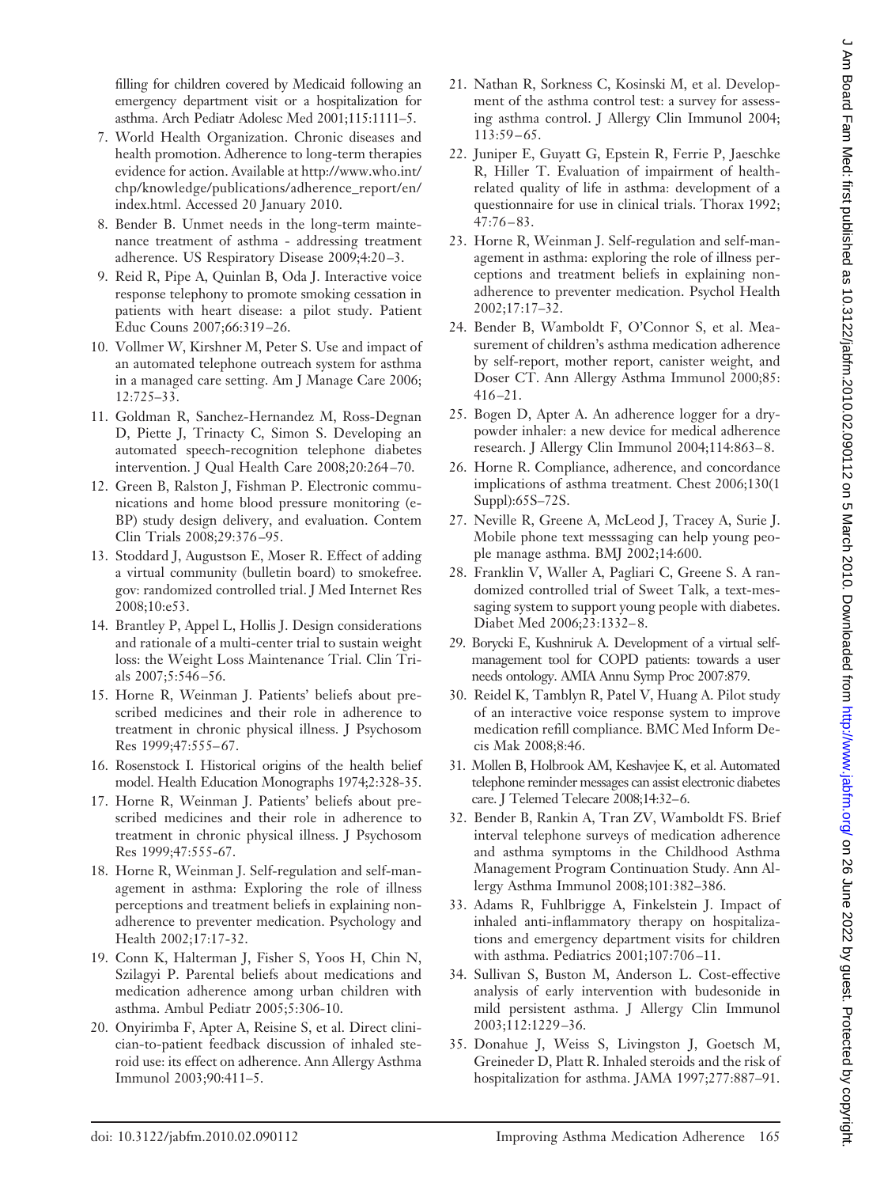filling for children covered by Medicaid following an emergency department visit or a hospitalization for asthma. Arch Pediatr Adolesc Med 2001;115:1111–5.

7. World Health Organization. Chronic diseases and health promotion. Adherence to long-term therapies evidence for action. Available at http://www.who.int/chp/knowledge/publications/adherence_report/en/index.html. Accessed 20 January 2010.
8. Bender B. Unmet needs in the long-term maintenance treatment of asthma - addressing treatment adherence. US Respiratory Disease 2009;4:20–3.
9. Reid R, Pipe A, Quinlan B, Oda J. Interactive voice response telephony to promote smoking cessation in patients with heart disease: a pilot study. Patient Educ Couns 2007;66:319–26.
10. Vollmer W, Kirshner M, Peter S. Use and impact of an automated telephone outreach system for asthma in a managed care setting. Am J Manage Care 2006;12:725–33.
11. Goldman R, Sanchez-Hernandez M, Ross-Degnan D, Piette J, Trinacty C, Simon S. Developing an automated speech-recognition telephone diabetes intervention. J Qual Health Care 2008;20:264–70.
12. Green B, Ralston J, Fishman P. Electronic communications and home blood pressure monitoring (e-BP) study design delivery, and evaluation. Contem Clin Trials 2008;29:376–95.
13. Stoddard J, Augustson E, Moser R. Effect of adding a virtual community (bulletin board) to smokefree.gov: randomized controlled trial. J Med Internet Res 2008;10:e53.
14. Brantley P, Appel L, Hollis J. Design considerations and rationale of a multi-center trial to sustain weight loss: the Weight Loss Maintenance Trial. Clin Trials 2007;5:546–56.
15. Horne R, Weinman J. Patients' beliefs about prescribed medicines and their role in adherence to treatment in chronic physical illness. J Psychosom Res 1999;47:555–67.
16. Rosenstock I. Historical origins of the health belief model. Health Education Monographs 1974;2:328-35.
17. Horne R, Weinman J. Patients' beliefs about prescribed medicines and their role in adherence to treatment in chronic physical illness. J Psychosom Res 1999;47:555-67.
18. Horne R, Weinman J. Self-regulation and self-management in asthma: Exploring the role of illness perceptions and treatment beliefs in explaining non-adherence to preventer medication. Psychology and Health 2002;17:17-32.
19. Conn K, Halterman J, Fisher S, Yoos H, Chin N, Szilagyi P. Parental beliefs about medications and medication adherence among urban children with asthma. Ambul Pediatr 2005;5:306-10.
20. Onyirimba F, Apter A, Reisine S, et al. Direct clinician-to-patient feedback discussion of inhaled steroid use: its effect on adherence. Ann Allergy Asthma Immunol 2003;90:411–5.
21. Nathan R, Sorkness C, Kosinski M, et al. Development of the asthma control test: a survey for assessing asthma control. J Allergy Clin Immunol 2004;113:59–65.
22. Juniper E, Guyatt G, Epstein R, Ferrie P, Jaeschke R, Hiller T. Evaluation of impairment of health-related quality of life in asthma: development of a questionnaire for use in clinical trials. Thorax 1992;47:76–83.
23. Horne R, Weinman J. Self-regulation and self-management in asthma: exploring the role of illness perceptions and treatment beliefs in explaining non-adherence to preventer medication. Psychol Health 2002;17:17–32.
24. Bender B, Wamboldt F, O'Connor S, et al. Measurement of children's asthma medication adherence by self-report, mother report, canister weight, and Doser CT. Ann Allergy Asthma Immunol 2000;85:416–21.
25. Bogen D, Apter A. An adherence logger for a dry-powder inhaler: a new device for medical adherence research. J Allergy Clin Immunol 2004;114:863–8.
26. Horne R. Compliance, adherence, and concordance implications of asthma treatment. Chest 2006;130(1 Suppl):65S–72S.
27. Neville R, Greene A, McLeod J, Tracey A, Surie J. Mobile phone text messsaging can help young people manage asthma. BMJ 2002;14:600.
28. Franklin V, Waller A, Pagliari C, Greene S. A randomized controlled trial of Sweet Talk, a text-messaging system to support young people with diabetes. Diabet Med 2006;23:1332–8.
29. Borycki E, Kushniruk A. Development of a virtual self-management tool for COPD patients: towards a user needs ontology. AMIA Annu Symp Proc 2007:879.
30. Reidel K, Tamblyn R, Patel V, Huang A. Pilot study of an interactive voice response system to improve medication refill compliance. BMC Med Inform Decis Mak 2008;8:46.
31. Mollen B, Holbrook AM, Keshavjee K, et al. Automated telephone reminder messages can assist electronic diabetes care. J Telemed Telecare 2008;14:32–6.
32. Bender B, Rankin A, Tran ZV, Wamboldt FS. Brief interval telephone surveys of medication adherence and asthma symptoms in the Childhood Asthma Management Program Continuation Study. Ann Allergy Asthma Immunol 2008;101:382–386.
33. Adams R, Fuhlbrigge A, Finkelstein J. Impact of inhaled anti-inflammatory therapy on hospitalizations and emergency department visits for children with asthma. Pediatrics 2001;107:706–11.
34. Sullivan S, Buston M, Anderson L. Cost-effective analysis of early intervention with budesonide in mild persistent asthma. J Allergy Clin Immunol 2003;112:1229–36.
35. Donahue J, Weiss S, Livingston J, Goetsch M, Greineder D, Platt R. Inhaled steroids and the risk of hospitalization for asthma. JAMA 1997;277:887–91.